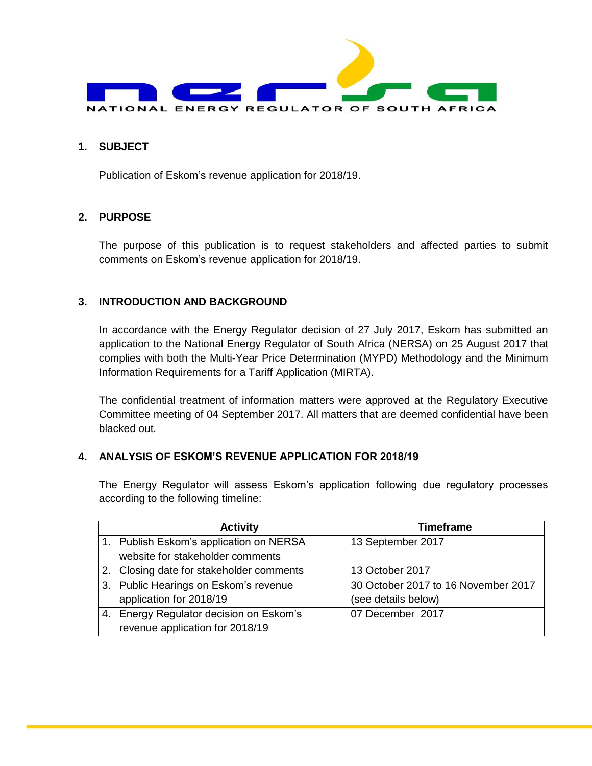NATIONAL ENERGY REGULATOR OF SOUTH AFRICA

## 1. SUBJECT

Publication of Eskom's revenue application for 2018/19.

## 2. PURPOSE

The purpose of this publication is to request stakeholders and affected parties to submit comments on Eskom's revenue application for 2018/19.

## 3. INTRODUCTION AND BACKGROUND

In accordance with the Energy Regulator decision of 27 July 2017, Eskom has submitted an application to the National Energy Regulator of South Africa (NERSA) on 25 August 2017 that complies with both the Multi-Year Price Determination (MYPD) Methodology and the Minimum Information Requirements for a Tariff Application (MIRTA).

The confidential treatment of information matters were approved at the Regulatory Executive Committee meeting of 04 September 2017. All matters that are deemed confidential have been blacked out.

## 4. ANALYSIS OF ESKOM'S REVENUE APPLICATION FOR 2018/19

The Energy Regulator will assess Eskom's application following due regulatory processes according to the following timeline:

| Activity | Timeframe |
| --- | --- |
| 1. Publish Eskom's application on NERSA website for stakeholder comments | 13 September 2017 |
| 2. Closing date for stakeholder comments | 13 October 2017 |
| 3. Public Hearings on Eskom's revenue application for 2018/19 | 30 October 2017 to 16 November 2017 (see details below) |
| 4. Energy Regulator decision on Eskom's revenue application for 2018/19 | 07 December 2017 |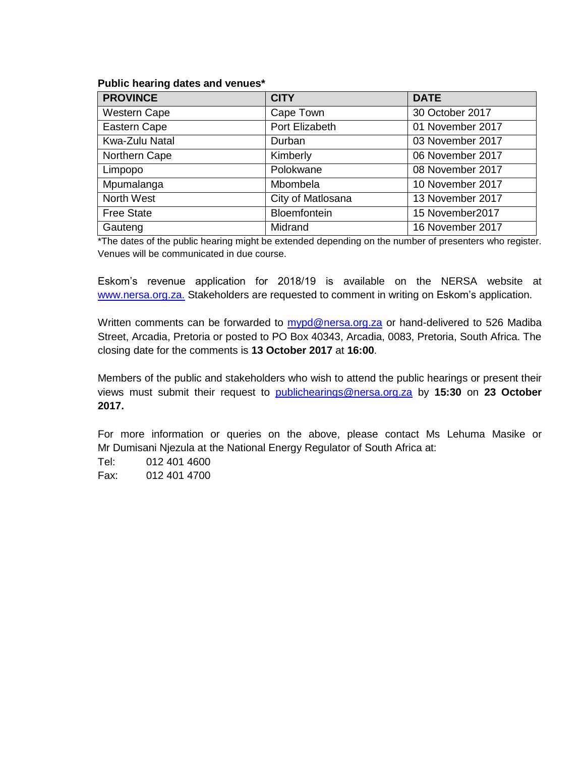**Public hearing dates and venues***

| PROVINCE | CITY | DATE |
|---|---|---|
| Western Cape | Cape Town | 30 October 2017 |
| Eastern Cape | Port Elizabeth | 01 November 2017 |
| Kwa-Zulu Natal | Durban | 03 November 2017 |
| Northern Cape | Kimberly | 06 November 2017 |
| Limpopo | Polokwane | 08 November 2017 |
| Mpumalanga | Mbombela | 10 November 2017 |
| North West | City of Matlosana | 13 November 2017 |
| Free State | Bloemfontein | 15 November2017 |
| Gauteng | Midrand | 16 November 2017 |

*The dates of the public hearing might be extended depending on the number of presenters who register. Venues will be communicated in due course.

Eskom's revenue application for 2018/19 is available on the NERSA website at www.nersa.org.za. Stakeholders are requested to comment in writing on Eskom's application.

Written comments can be forwarded to mypd@nersa.org.za or hand-delivered to 526 Madiba Street, Arcadia, Pretoria or posted to PO Box 40343, Arcadia, 0083, Pretoria, South Africa. The closing date for the comments is **13 October 2017** at **16:00**.

Members of the public and stakeholders who wish to attend the public hearings or present their views must submit their request to publichearings@nersa.org.za by **15:30** on **23 October 2017.**

For more information or queries on the above, please contact Ms Lehuma Masike or Mr Dumisani Njezula at the National Energy Regulator of South Africa at:

Tel: 012 401 4600
Fax: 012 401 4700